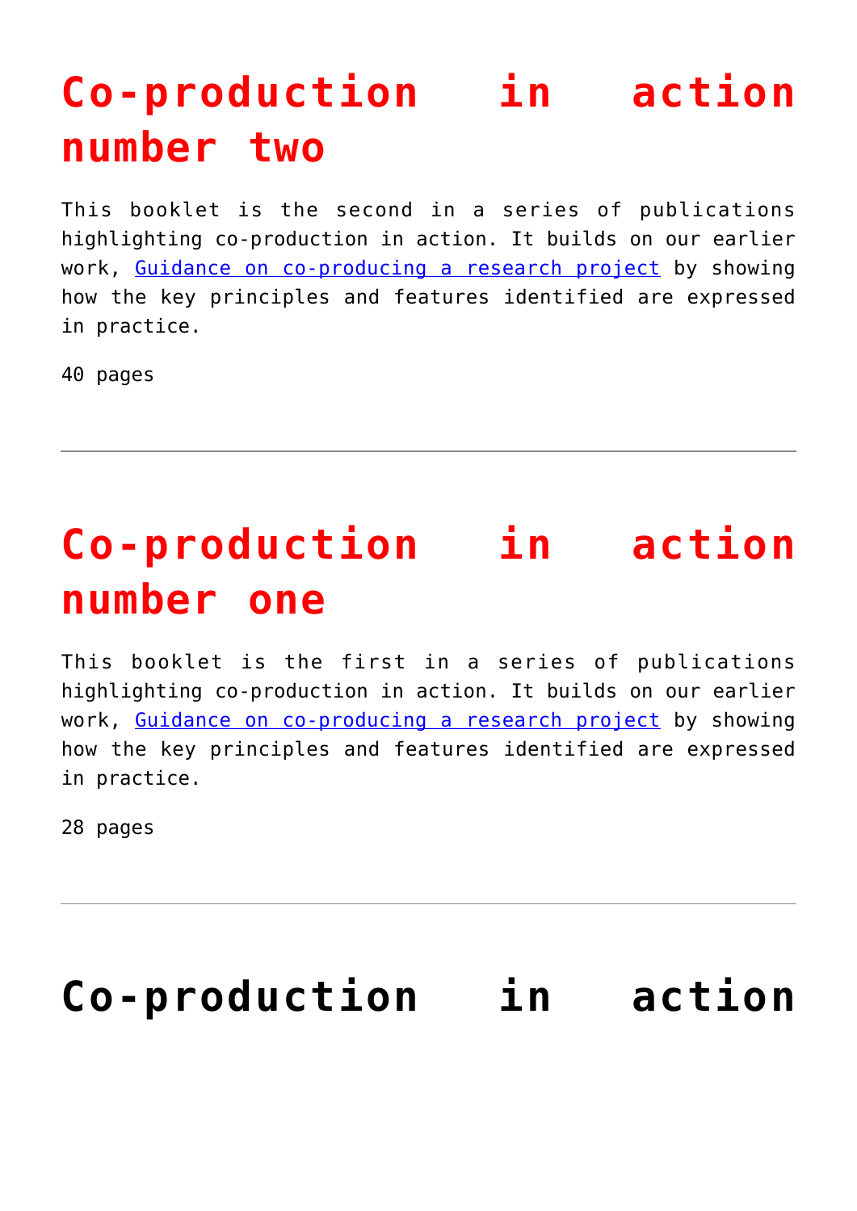# Co-production in action number two

This booklet is the second in a series of publications highlighting co-production in action. It builds on our earlier work, [Guidance on co-producing a research project] by showing how the key principles and features identified are expressed in practice.

40 pages

---

# Co-production in action number one

This booklet is the first in a series of publications highlighting co-production in action. It builds on our earlier work, [Guidance on co-producing a research project] by showing how the key principles and features identified are expressed in practice.

28 pages

---

# Co-production in action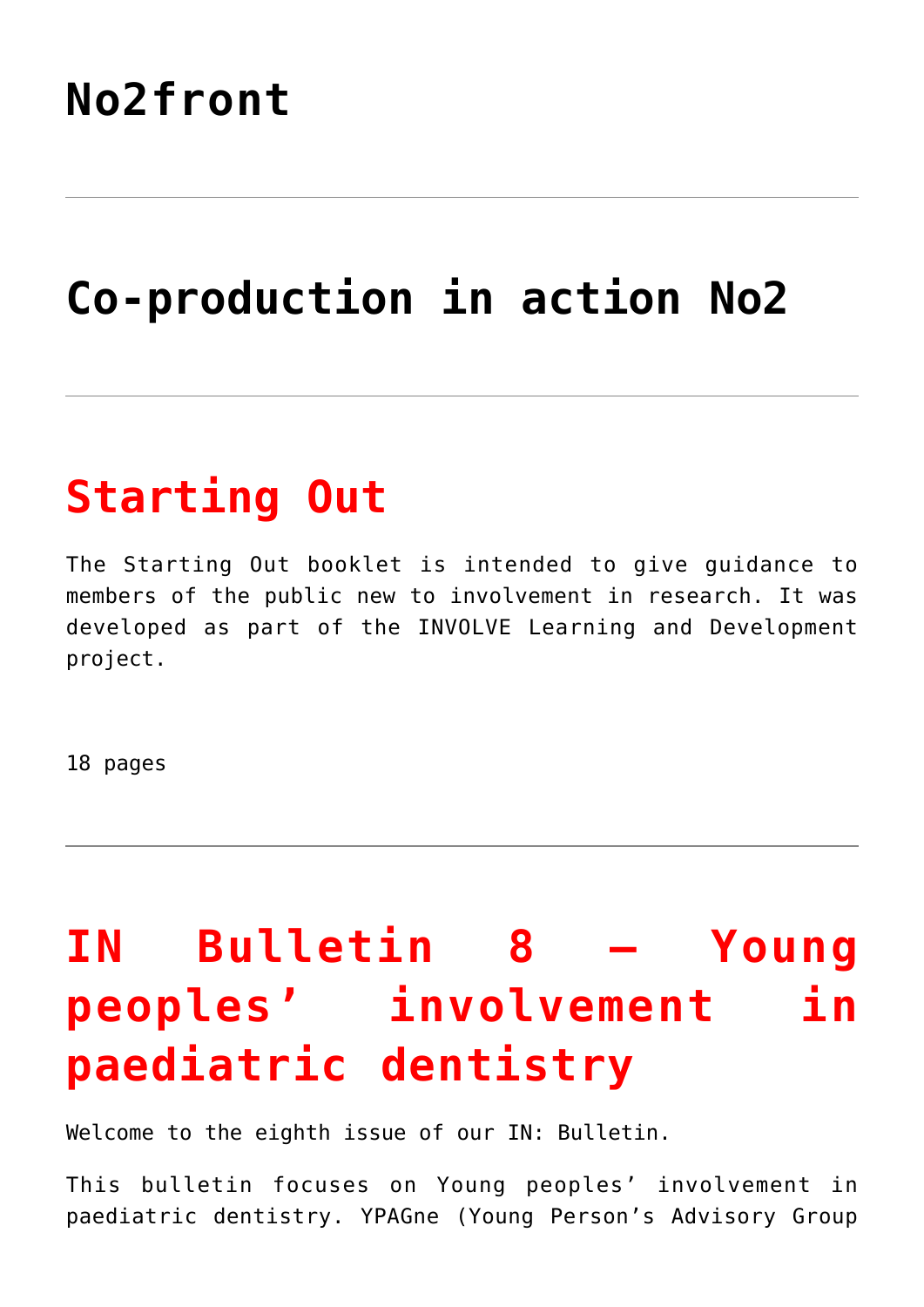# No2front

---

# Co-production in action No2

---

## Starting Out

The Starting Out booklet is intended to give guidance to members of the public new to involvement in research. It was developed as part of the INVOLVE Learning and Development project.

18 pages

---

## IN Bulletin 8 – Young peoples' involvement in paediatric dentistry

Welcome to the eighth issue of our IN: Bulletin.

This bulletin focuses on Young peoples' involvement in paediatric dentistry. YPAGne (Young Person's Advisory Group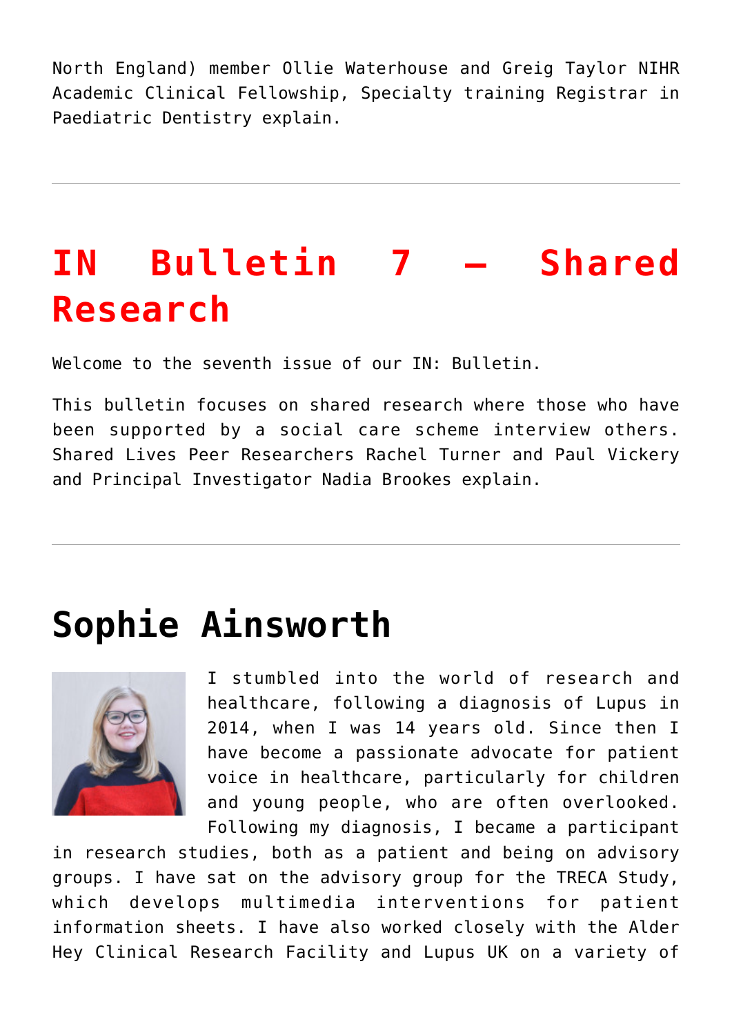North England) member Ollie Waterhouse and Greig Taylor NIHR Academic Clinical Fellowship, Specialty training Registrar in Paediatric Dentistry explain.

---

## IN Bulletin 7 – Shared Research

Welcome to the seventh issue of our IN: Bulletin.

This bulletin focuses on shared research where those who have been supported by a social care scheme interview others. Shared Lives Peer Researchers Rachel Turner and Paul Vickery and Principal Investigator Nadia Brookes explain.

---

## Sophie Ainsworth

I stumbled into the world of research and healthcare, following a diagnosis of Lupus in 2014, when I was 14 years old. Since then I have become a passionate advocate for patient voice in healthcare, particularly for children and young people, who are often overlooked. Following my diagnosis, I became a participant in research studies, both as a patient and being on advisory groups. I have sat on the advisory group for the TRECA Study, which develops multimedia interventions for patient information sheets. I have also worked closely with the Alder Hey Clinical Research Facility and Lupus UK on a variety of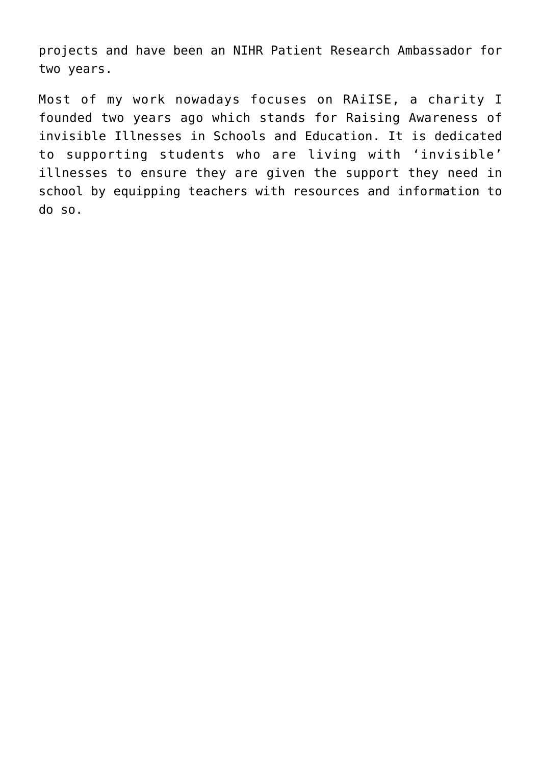projects and have been an NIHR Patient Research Ambassador for two years.

Most of my work nowadays focuses on RAiISE, a charity I founded two years ago which stands for Raising Awareness of invisible Illnesses in Schools and Education. It is dedicated to supporting students who are living with 'invisible' illnesses to ensure they are given the support they need in school by equipping teachers with resources and information to do so.